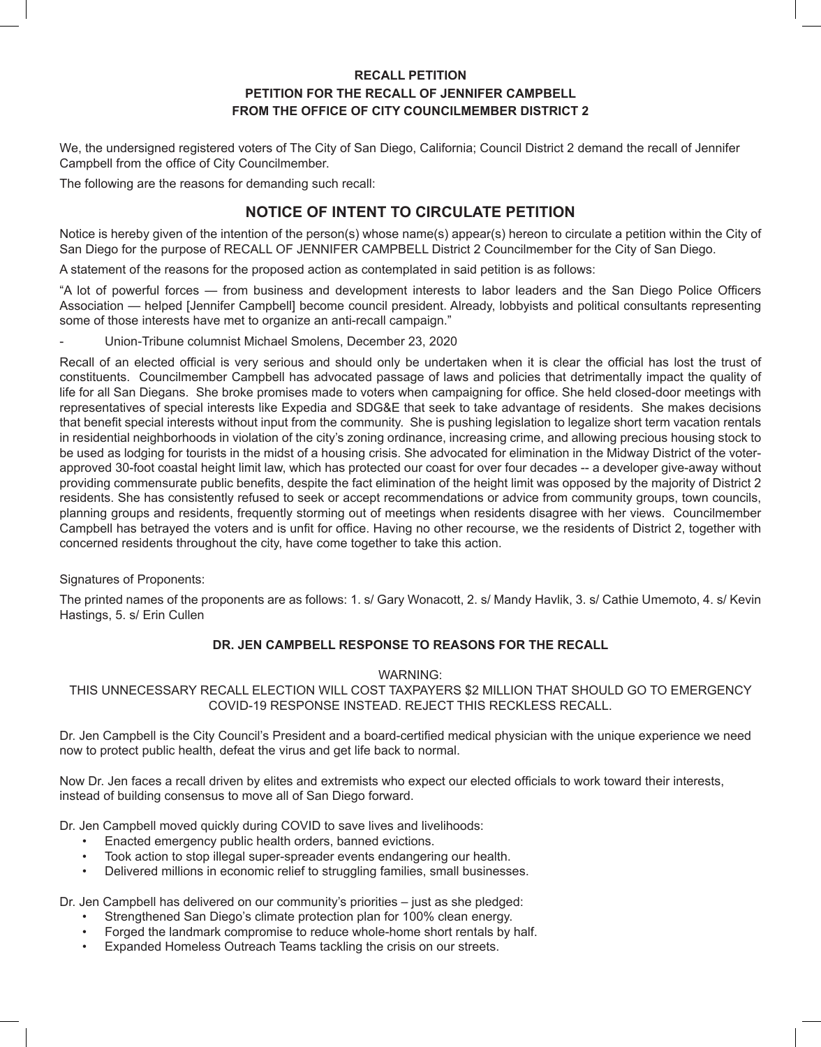**RECALL PETITION**

**PETITION FOR THE RECALL OF JENNIFER CAMPBELL**

**FROM THE OFFICE OF CITY COUNCILMEMBER DISTRICT 2**

We, the undersigned registered voters of The City of San Diego, California; Council District 2 demand the recall of Jennifer Campbell from the office of City Councilmember.

The following are the reasons for demanding such recall:

## NOTICE OF INTENT TO CIRCULATE PETITION

Notice is hereby given of the intention of the person(s) whose name(s) appear(s) hereon to circulate a petition within the City of San Diego for the purpose of RECALL OF JENNIFER CAMPBELL District 2 Councilmember for the City of San Diego.

A statement of the reasons for the proposed action as contemplated in said petition is as follows:

"A lot of powerful forces — from business and development interests to labor leaders and the San Diego Police Officers Association — helped [Jennifer Campbell] become council president. Already, lobbyists and political consultants representing some of those interests have met to organize an anti-recall campaign."

- Union-Tribune columnist Michael Smolens, December 23, 2020

Recall of an elected official is very serious and should only be undertaken when it is clear the official has lost the trust of constituents. Councilmember Campbell has advocated passage of laws and policies that detrimentally impact the quality of life for all San Diegans. She broke promises made to voters when campaigning for office. She held closed-door meetings with representatives of special interests like Expedia and SDG&E that seek to take advantage of residents. She makes decisions that benefit special interests without input from the community. She is pushing legislation to legalize short term vacation rentals in residential neighborhoods in violation of the city's zoning ordinance, increasing crime, and allowing precious housing stock to be used as lodging for tourists in the midst of a housing crisis. She advocated for elimination in the Midway District of the voter-approved 30-foot coastal height limit law, which has protected our coast for over four decades -- a developer give-away without providing commensurate public benefits, despite the fact elimination of the height limit was opposed by the majority of District 2 residents. She has consistently refused to seek or accept recommendations or advice from community groups, town councils, planning groups and residents, frequently storming out of meetings when residents disagree with her views. Councilmember Campbell has betrayed the voters and is unfit for office. Having no other recourse, we the residents of District 2, together with concerned residents throughout the city, have come together to take this action.

Signatures of Proponents:

The printed names of the proponents are as follows: 1. s/ Gary Wonacott, 2. s/ Mandy Havlik, 3. s/ Cathie Umemoto, 4. s/ Kevin Hastings, 5. s/ Erin Cullen

**DR. JEN CAMPBELL RESPONSE TO REASONS FOR THE RECALL**

WARNING:
THIS UNNECESSARY RECALL ELECTION WILL COST TAXPAYERS $2 MILLION THAT SHOULD GO TO EMERGENCY COVID-19 RESPONSE INSTEAD. REJECT THIS RECKLESS RECALL.

Dr. Jen Campbell is the City Council's President and a board-certified medical physician with the unique experience we need now to protect public health, defeat the virus and get life back to normal.

Now Dr. Jen faces a recall driven by elites and extremists who expect our elected officials to work toward their interests, instead of building consensus to move all of San Diego forward.

Dr. Jen Campbell moved quickly during COVID to save lives and livelihoods:

- Enacted emergency public health orders, banned evictions.
- Took action to stop illegal super-spreader events endangering our health.
- Delivered millions in economic relief to struggling families, small businesses.

Dr. Jen Campbell has delivered on our community's priorities – just as she pledged:

- Strengthened San Diego's climate protection plan for 100% clean energy.
- Forged the landmark compromise to reduce whole-home short rentals by half.
- Expanded Homeless Outreach Teams tackling the crisis on our streets.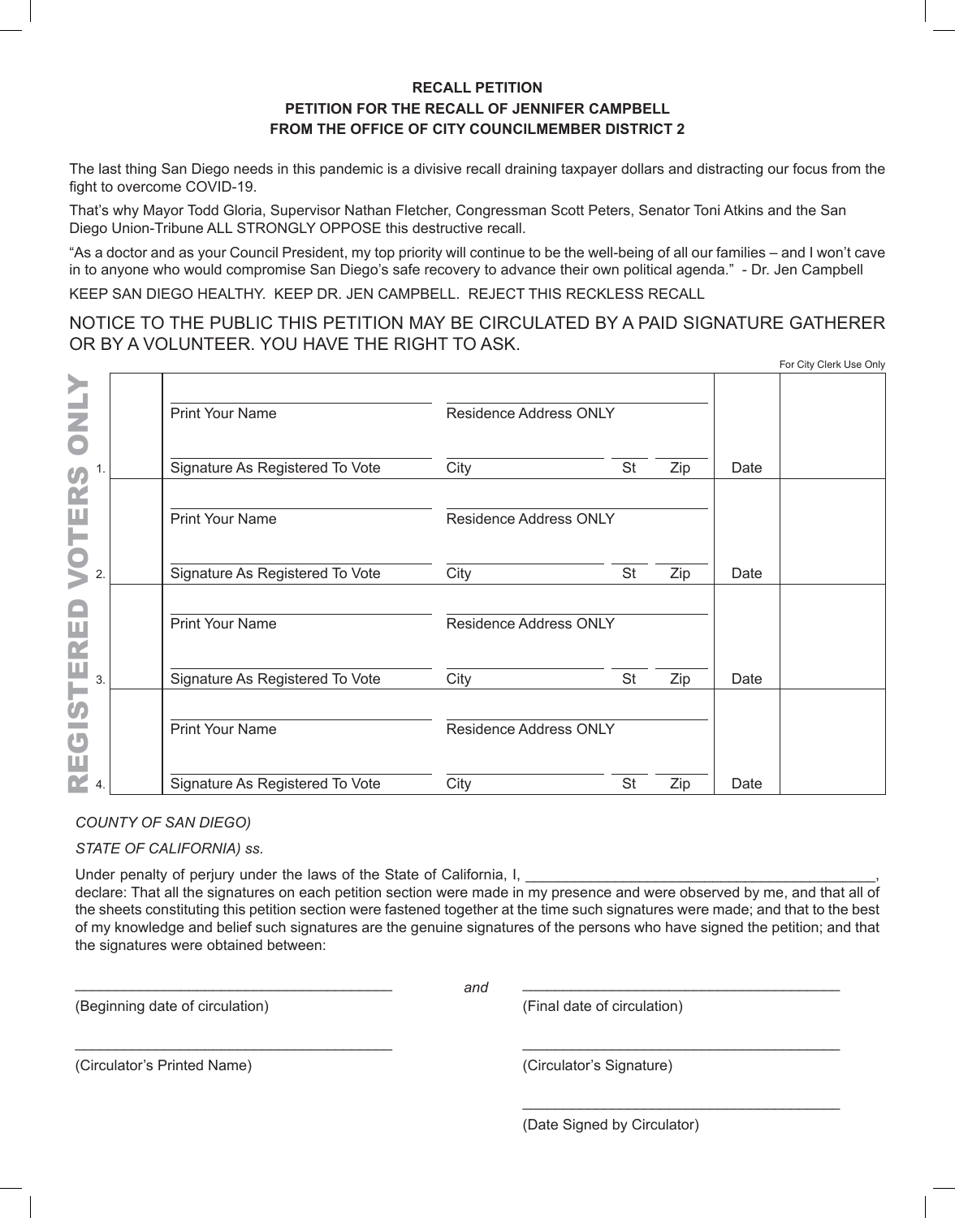**RECALL PETITION**

**PETITION FOR THE RECALL OF JENNIFER CAMPBELL**

**FROM THE OFFICE OF CITY COUNCILMEMBER DISTRICT 2**

The last thing San Diego needs in this pandemic is a divisive recall draining taxpayer dollars and distracting our focus from the fight to overcome COVID-19.

That's why Mayor Todd Gloria, Supervisor Nathan Fletcher, Congressman Scott Peters, Senator Toni Atkins and the San Diego Union-Tribune ALL STRONGLY OPPOSE this destructive recall.

"As a doctor and as your Council President, my top priority will continue to be the well-being of all our families – and I won't cave in to anyone who would compromise San Diego's safe recovery to advance their own political agenda." - Dr. Jen Campbell

KEEP SAN DIEGO HEALTHY. KEEP DR. JEN CAMPBELL. REJECT THIS RECKLESS RECALL

NOTICE TO THE PUBLIC THIS PETITION MAY BE CIRCULATED BY A PAID SIGNATURE GATHERER OR BY A VOLUNTEER. YOU HAVE THE RIGHT TO ASK.

REGISTERED VOTERS ONLY

| | | | | | | For City Clerk Use Only |
|---|---|---|---|---|---|---|
| 1. | Print Your Name<br>Signature As Registered To Vote | Residence Address ONLY<br>City | St | Zip | Date | |
| 2. | Print Your Name<br>Signature As Registered To Vote | Residence Address ONLY<br>City | St | Zip | Date | |
| 3. | Print Your Name<br>Signature As Registered To Vote | Residence Address ONLY<br>City | St | Zip | Date | |
| 4. | Print Your Name<br>Signature As Registered To Vote | Residence Address ONLY<br>City | St | Zip | Date | |

*COUNTY OF SAN DIEGO)*

*STATE OF CALIFORNIA) ss.*

Under penalty of perjury under the laws of the State of California, I, ____________________________________________, declare: That all the signatures on each petition section were made in my presence and were observed by me, and that all of the sheets constituting this petition section were fastened together at the time such signatures were made; and that to the best of my knowledge and belief such signatures are the genuine signatures of the persons who have signed the petition; and that the signatures were obtained between:

________________________________________ *and* ________________________________________

(Beginning date of circulation) (Final date of circulation)

________________________________________ ________________________________________

(Circulator's Printed Name) (Circulator's Signature)

________________________________________

(Date Signed by Circulator)